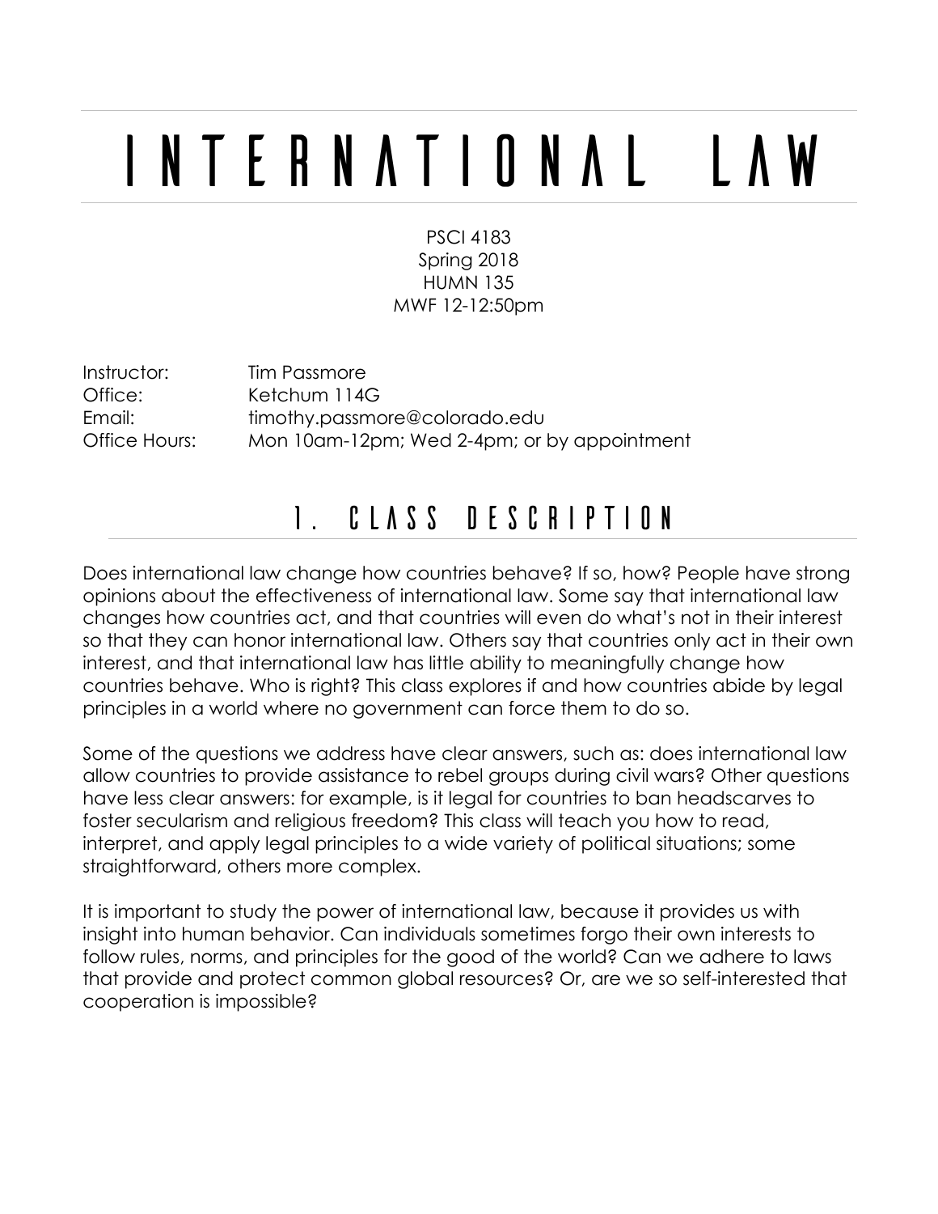# INTERNATIONAL LAW

PSCI 4183
Spring 2018
HUMN 135
MWF 12-12:50pm

| | |
|---|---|
| Instructor: | Tim Passmore |
| Office: | Ketchum 114G |
| Email: | timothy.passmore@colorado.edu |
| Office Hours: | Mon 10am-12pm; Wed 2-4pm; or by appointment |

## 1. CLASS DESCRIPTION

Does international law change how countries behave? If so, how? People have strong opinions about the effectiveness of international law. Some say that international law changes how countries act, and that countries will even do what's not in their interest so that they can honor international law. Others say that countries only act in their own interest, and that international law has little ability to meaningfully change how countries behave. Who is right? This class explores if and how countries abide by legal principles in a world where no government can force them to do so.

Some of the questions we address have clear answers, such as: does international law allow countries to provide assistance to rebel groups during civil wars? Other questions have less clear answers: for example, is it legal for countries to ban headscarves to foster secularism and religious freedom? This class will teach you how to read, interpret, and apply legal principles to a wide variety of political situations; some straightforward, others more complex.

It is important to study the power of international law, because it provides us with insight into human behavior. Can individuals sometimes forgo their own interests to follow rules, norms, and principles for the good of the world? Can we adhere to laws that provide and protect common global resources? Or, are we so self-interested that cooperation is impossible?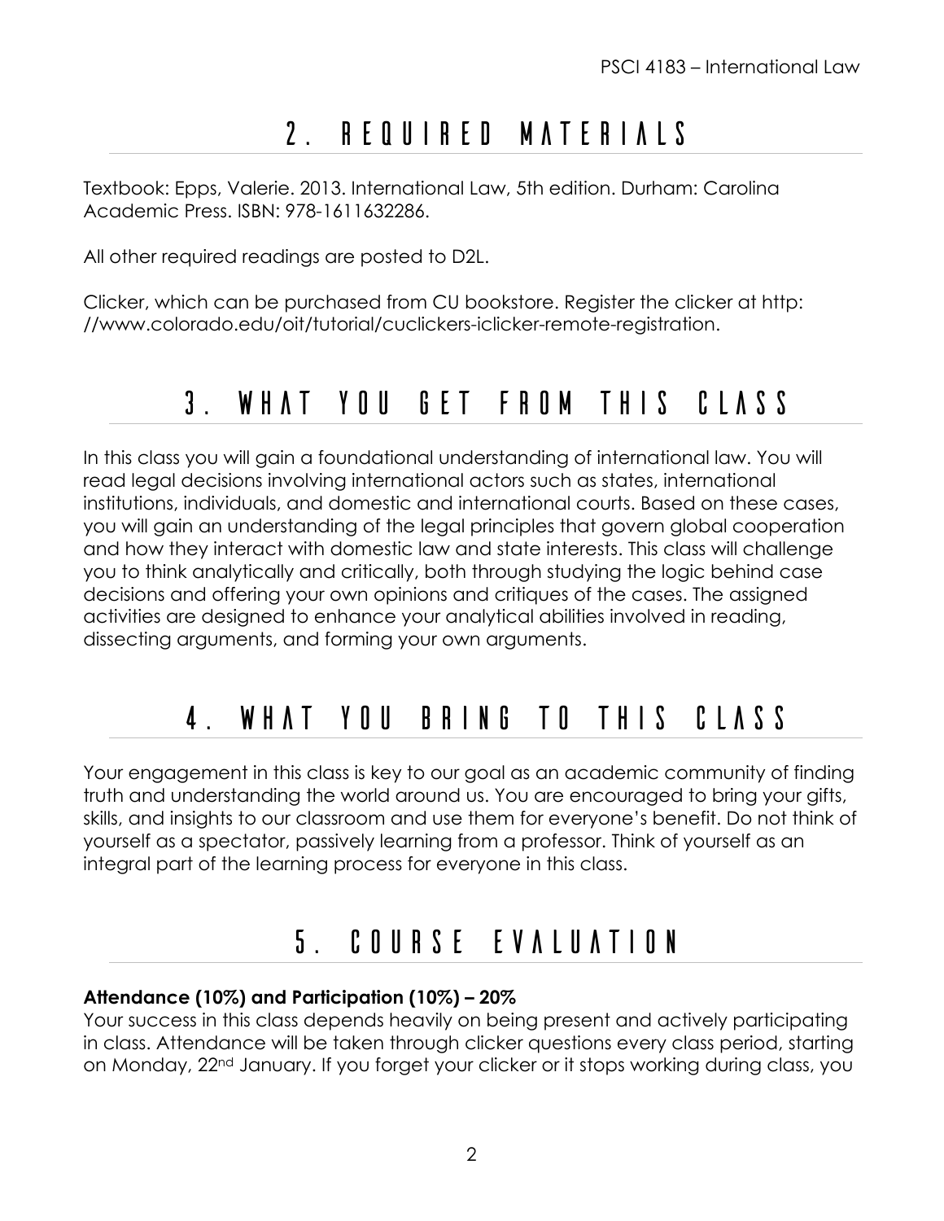## 2. REQUIRED MATERIALS

Textbook: Epps, Valerie. 2013. International Law, 5th edition. Durham: Carolina Academic Press. ISBN: 978-1611632286.

All other required readings are posted to D2L.

Clicker, which can be purchased from CU bookstore. Register the clicker at http: //www.colorado.edu/oit/tutorial/cuclickers-iclicker-remote-registration.

## 3. WHAT YOU GET FROM THIS CLASS

In this class you will gain a foundational understanding of international law. You will read legal decisions involving international actors such as states, international institutions, individuals, and domestic and international courts. Based on these cases, you will gain an understanding of the legal principles that govern global cooperation and how they interact with domestic law and state interests. This class will challenge you to think analytically and critically, both through studying the logic behind case decisions and offering your own opinions and critiques of the cases. The assigned activities are designed to enhance your analytical abilities involved in reading, dissecting arguments, and forming your own arguments.

## 4. WHAT YOU BRING TO THIS CLASS

Your engagement in this class is key to our goal as an academic community of finding truth and understanding the world around us. You are encouraged to bring your gifts, skills, and insights to our classroom and use them for everyone's benefit. Do not think of yourself as a spectator, passively learning from a professor. Think of yourself as an integral part of the learning process for everyone in this class.

## 5. COURSE EVALUATION

**Attendance (10%) and Participation (10%) – 20%**

Your success in this class depends heavily on being present and actively participating in class. Attendance will be taken through clicker questions every class period, starting on Monday, 22nd January. If you forget your clicker or it stops working during class, you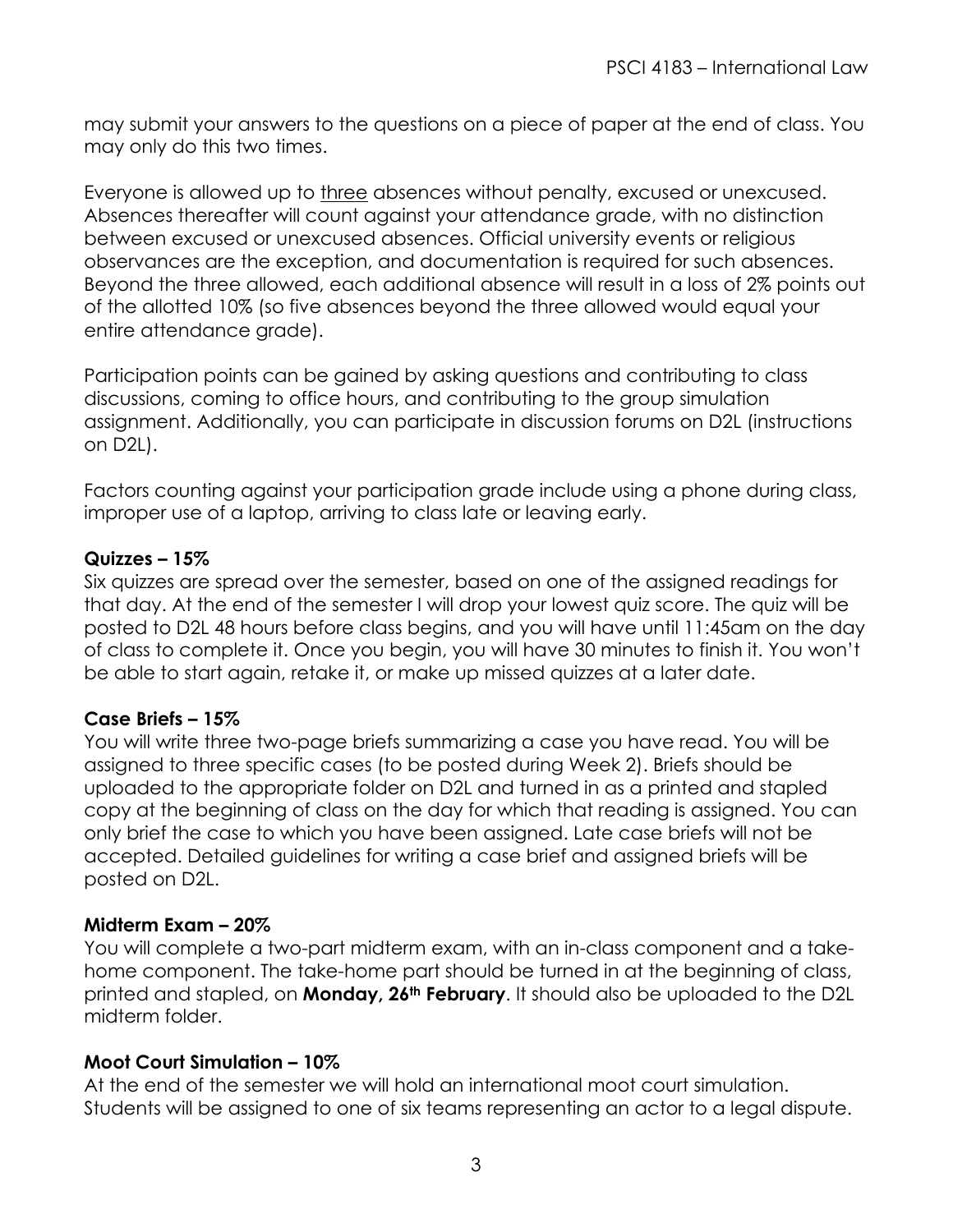may submit your answers to the questions on a piece of paper at the end of class. You may only do this two times.

Everyone is allowed up to three absences without penalty, excused or unexcused. Absences thereafter will count against your attendance grade, with no distinction between excused or unexcused absences. Official university events or religious observances are the exception, and documentation is required for such absences. Beyond the three allowed, each additional absence will result in a loss of 2% points out of the allotted 10% (so five absences beyond the three allowed would equal your entire attendance grade).

Participation points can be gained by asking questions and contributing to class discussions, coming to office hours, and contributing to the group simulation assignment. Additionally, you can participate in discussion forums on D2L (instructions on D2L).

Factors counting against your participation grade include using a phone during class, improper use of a laptop, arriving to class late or leaving early.

**Quizzes – 15%**
Six quizzes are spread over the semester, based on one of the assigned readings for that day. At the end of the semester I will drop your lowest quiz score. The quiz will be posted to D2L 48 hours before class begins, and you will have until 11:45am on the day of class to complete it. Once you begin, you will have 30 minutes to finish it. You won't be able to start again, retake it, or make up missed quizzes at a later date.

**Case Briefs – 15%**
You will write three two-page briefs summarizing a case you have read. You will be assigned to three specific cases (to be posted during Week 2). Briefs should be uploaded to the appropriate folder on D2L and turned in as a printed and stapled copy at the beginning of class on the day for which that reading is assigned. You can only brief the case to which you have been assigned. Late case briefs will not be accepted. Detailed guidelines for writing a case brief and assigned briefs will be posted on D2L.

**Midterm Exam – 20%**
You will complete a two-part midterm exam, with an in-class component and a take-home component. The take-home part should be turned in at the beginning of class, printed and stapled, on **Monday, 26th February**. It should also be uploaded to the D2L midterm folder.

**Moot Court Simulation – 10%**
At the end of the semester we will hold an international moot court simulation. Students will be assigned to one of six teams representing an actor to a legal dispute.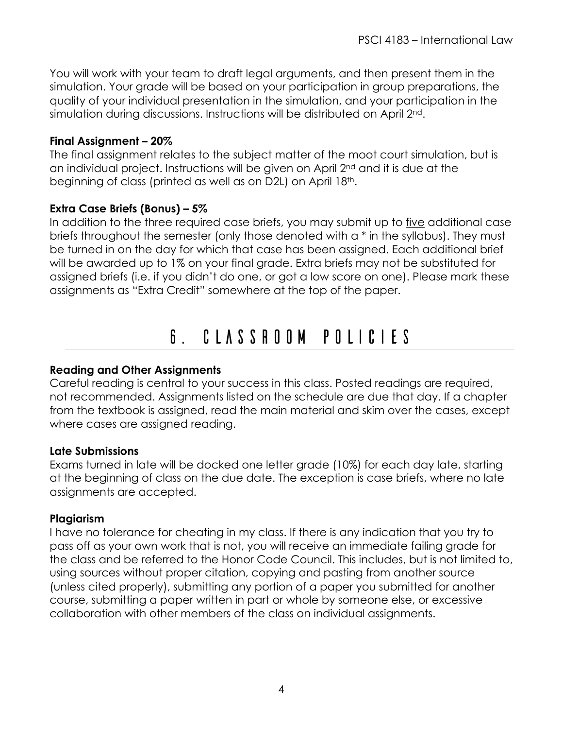You will work with your team to draft legal arguments, and then present them in the simulation. Your grade will be based on your participation in group preparations, the quality of your individual presentation in the simulation, and your participation in the simulation during discussions. Instructions will be distributed on April 2nd.

**Final Assignment – 20%**

The final assignment relates to the subject matter of the moot court simulation, but is an individual project. Instructions will be given on April 2nd and it is due at the beginning of class (printed as well as on D2L) on April 18th.

**Extra Case Briefs (Bonus) – 5%**

In addition to the three required case briefs, you may submit up to five additional case briefs throughout the semester (only those denoted with a * in the syllabus). They must be turned in on the day for which that case has been assigned. Each additional brief will be awarded up to 1% on your final grade. Extra briefs may not be substituted for assigned briefs (i.e. if you didn't do one, or got a low score on one). Please mark these assignments as "Extra Credit" somewhere at the top of the paper.

## 6. CLASSROOM POLICIES

**Reading and Other Assignments**

Careful reading is central to your success in this class. Posted readings are required, not recommended. Assignments listed on the schedule are due that day. If a chapter from the textbook is assigned, read the main material and skim over the cases, except where cases are assigned reading.

**Late Submissions**

Exams turned in late will be docked one letter grade (10%) for each day late, starting at the beginning of class on the due date. The exception is case briefs, where no late assignments are accepted.

**Plagiarism**

I have no tolerance for cheating in my class. If there is any indication that you try to pass off as your own work that is not, you will receive an immediate failing grade for the class and be referred to the Honor Code Council. This includes, but is not limited to, using sources without proper citation, copying and pasting from another source (unless cited properly), submitting any portion of a paper you submitted for another course, submitting a paper written in part or whole by someone else, or excessive collaboration with other members of the class on individual assignments.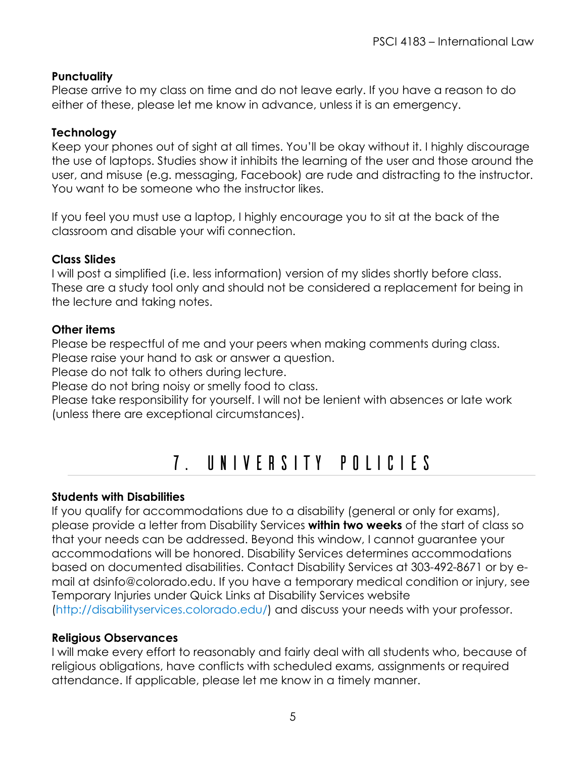### Punctuality

Please arrive to my class on time and do not leave early. If you have a reason to do either of these, please let me know in advance, unless it is an emergency.

### Technology

Keep your phones out of sight at all times. You'll be okay without it. I highly discourage the use of laptops. Studies show it inhibits the learning of the user and those around the user, and misuse (e.g. messaging, Facebook) are rude and distracting to the instructor. You want to be someone who the instructor likes.

If you feel you must use a laptop, I highly encourage you to sit at the back of the classroom and disable your wifi connection.

### Class Slides

I will post a simplified (i.e. less information) version of my slides shortly before class. These are a study tool only and should not be considered a replacement for being in the lecture and taking notes.

### Other items

Please be respectful of me and your peers when making comments during class.
Please raise your hand to ask or answer a question.
Please do not talk to others during lecture.
Please do not bring noisy or smelly food to class.
Please take responsibility for yourself. I will not be lenient with absences or late work (unless there are exceptional circumstances).

## 7. UNIVERSITY POLICIES

### Students with Disabilities

If you qualify for accommodations due to a disability (general or only for exams), please provide a letter from Disability Services **within two weeks** of the start of class so that your needs can be addressed. Beyond this window, I cannot guarantee your accommodations will be honored. Disability Services determines accommodations based on documented disabilities. Contact Disability Services at 303-492-8671 or by e-mail at dsinfo@colorado.edu. If you have a temporary medical condition or injury, see Temporary Injuries under Quick Links at Disability Services website (http://disabilityservices.colorado.edu/) and discuss your needs with your professor.

### Religious Observances

I will make every effort to reasonably and fairly deal with all students who, because of religious obligations, have conflicts with scheduled exams, assignments or required attendance. If applicable, please let me know in a timely manner.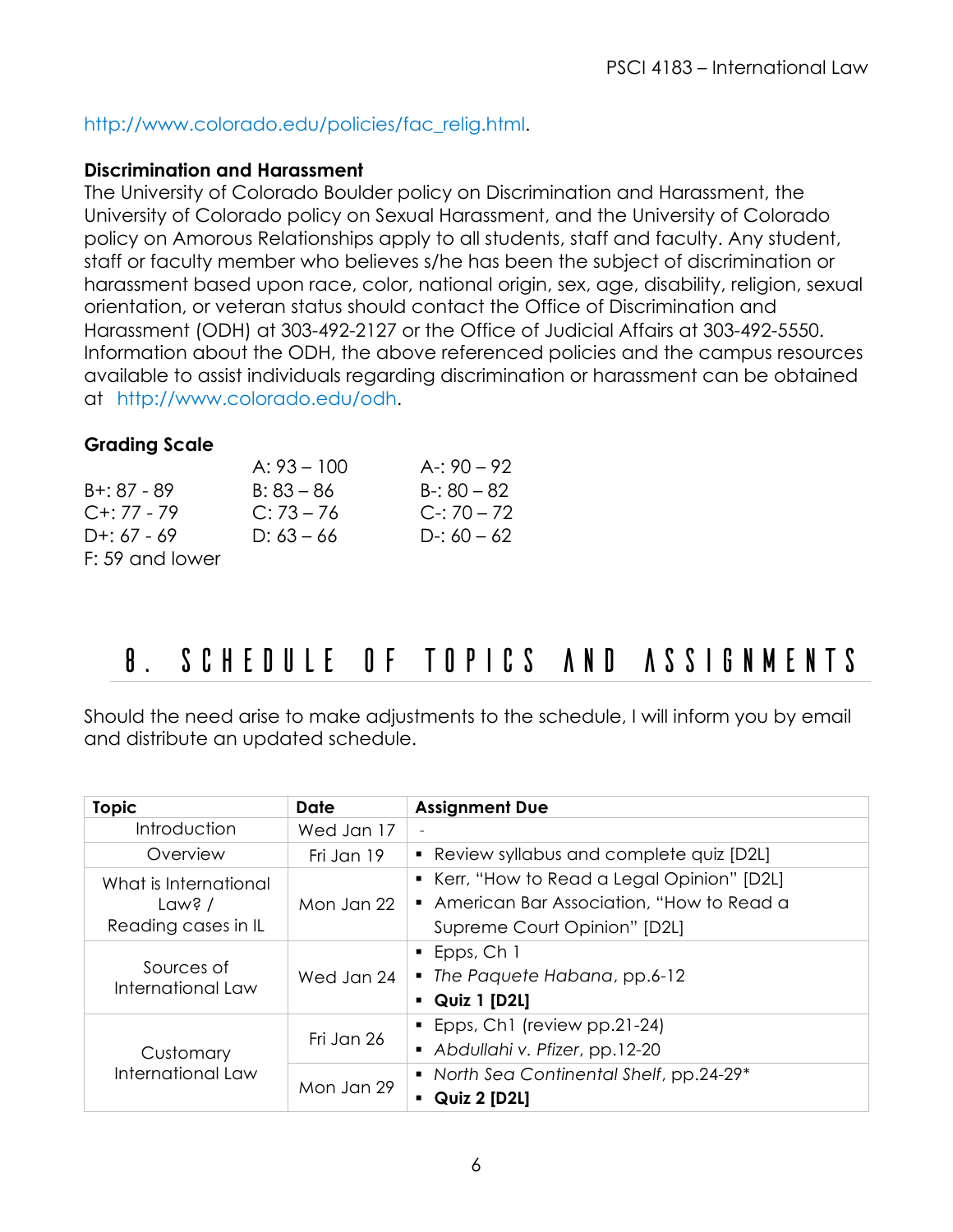http://www.colorado.edu/policies/fac_relig.html.

**Discrimination and Harassment**

The University of Colorado Boulder policy on Discrimination and Harassment, the University of Colorado policy on Sexual Harassment, and the University of Colorado policy on Amorous Relationships apply to all students, staff and faculty. Any student, staff or faculty member who believes s/he has been the subject of discrimination or harassment based upon race, color, national origin, sex, age, disability, religion, sexual orientation, or veteran status should contact the Office of Discrimination and Harassment (ODH) at 303-492-2127 or the Office of Judicial Affairs at 303-492-5550. Information about the ODH, the above referenced policies and the campus resources available to assist individuals regarding discrimination or harassment can be obtained at http://www.colorado.edu/odh.

**Grading Scale**

| | | |
|---|---|---|
| | A: 93 – 100 | A-: 90 – 92 |
| B+: 87 - 89 | B: 83 – 86 | B-: 80 – 82 |
| C+: 77 - 79 | C: 73 – 76 | C-: 70 – 72 |
| D+: 67 - 69 | D: 63 – 66 | D-: 60 – 62 |
| F: 59 and lower | | |

# 8. SCHEDULE OF TOPICS AND ASSIGNMENTS

Should the need arise to make adjustments to the schedule, I will inform you by email and distribute an updated schedule.

| Topic | Date | Assignment Due |
|---|---|---|
| Introduction | Wed Jan 17 | - |
| Overview | Fri Jan 19 | ▪ Review syllabus and complete quiz [D2L] |
| What is International Law? / Reading cases in IL | Mon Jan 22 | ▪ Kerr, "How to Read a Legal Opinion" [D2L]<br>▪ American Bar Association, "How to Read a Supreme Court Opinion" [D2L] |
| Sources of International Law | Wed Jan 24 | ▪ Epps, Ch 1<br>▪ *The Paquete Habana*, pp.6-12<br>▪ **Quiz 1 [D2L]** |
| Customary International Law | Fri Jan 26 | ▪ Epps, Ch1 (review pp.21-24)<br>▪ *Abdullahi v. Pfizer*, pp.12-20 |
| | Mon Jan 29 | ▪ *North Sea Continental Shelf*, pp.24-29*<br>▪ **Quiz 2 [D2L]** |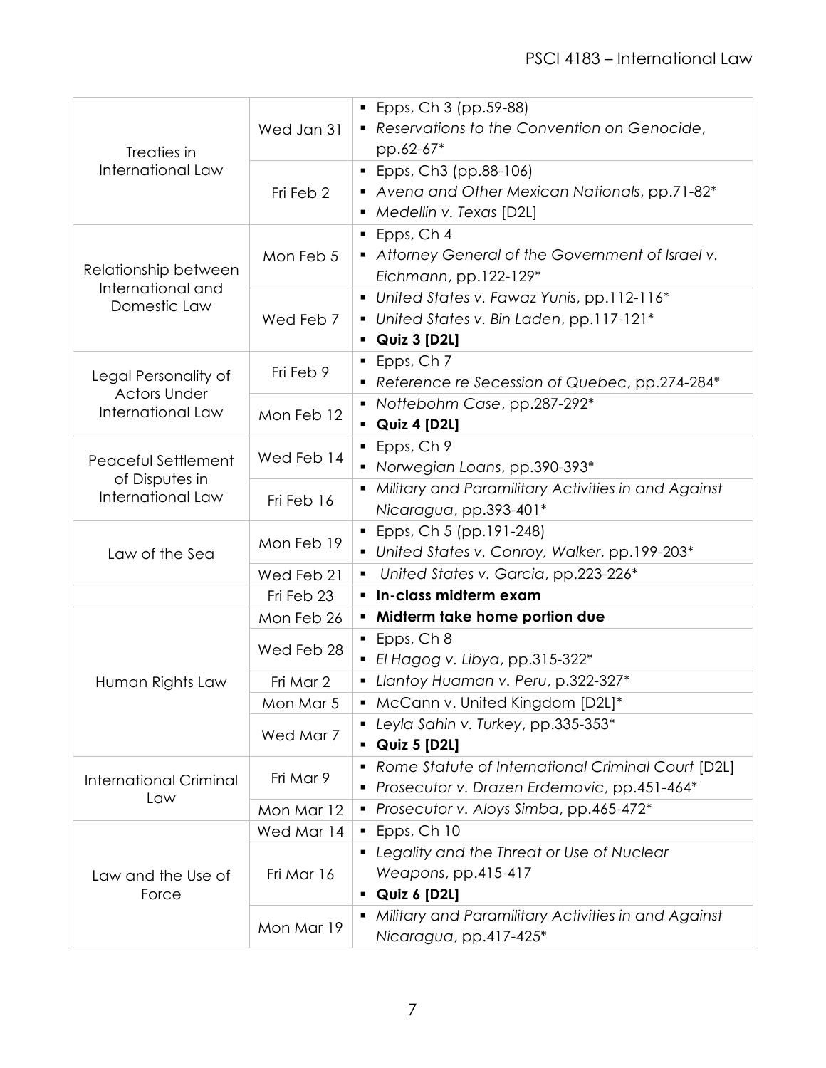| Topic | Date | Readings |
| --- | --- | --- |
| Treaties in International Law | Wed Jan 31 | ▪ Epps, Ch 3 (pp.59-88)<br>▪ *Reservations to the Convention on Genocide*, pp.62-67* |
| | Fri Feb 2 | ▪ Epps, Ch3 (pp.88-106)<br>▪ *Avena and Other Mexican Nationals*, pp.71-82*<br>▪ *Medellin v. Texas* [D2L] |
| Relationship between International and Domestic Law | Mon Feb 5 | ▪ Epps, Ch 4<br>▪ *Attorney General of the Government of Israel v. Eichmann*, pp.122-129* |
| | Wed Feb 7 | ▪ *United States v. Fawaz Yunis*, pp.112-116*<br>▪ *United States v. Bin Laden*, pp.117-121*<br>▪ **Quiz 3 [D2L]** |
| Legal Personality of Actors Under International Law | Fri Feb 9 | ▪ Epps, Ch 7<br>▪ *Reference re Secession of Quebec*, pp.274-284* |
| | Mon Feb 12 | ▪ *Nottebohm Case*, pp.287-292*<br>▪ **Quiz 4 [D2L]** |
| Peaceful Settlement of Disputes in International Law | Wed Feb 14 | ▪ Epps, Ch 9<br>▪ *Norwegian Loans*, pp.390-393* |
| | Fri Feb 16 | ▪ *Military and Paramilitary Activities in and Against Nicaragua*, pp.393-401* |
| Law of the Sea | Mon Feb 19 | ▪ Epps, Ch 5 (pp.191-248)<br>▪ *United States v. Conroy, Walker*, pp.199-203* |
| | Wed Feb 21 | ▪ *United States v. Garcia*, pp.223-226* |
| | Fri Feb 23 | ▪ **In-class midterm exam** |
| Human Rights Law | Mon Feb 26 | ▪ **Midterm take home portion due** |
| | Wed Feb 28 | ▪ Epps, Ch 8<br>▪ *El Hagog v. Libya*, pp.315-322* |
| | Fri Mar 2 | ▪ *Llantoy Huaman v. Peru*, p.322-327* |
| | Mon Mar 5 | ▪ McCann v. United Kingdom [D2L]* |
| | Wed Mar 7 | ▪ *Leyla Sahin v. Turkey*, pp.335-353*<br>▪ **Quiz 5 [D2L]** |
| International Criminal Law | Fri Mar 9 | ▪ *Rome Statute of International Criminal Court* [D2L]<br>▪ *Prosecutor v. Drazen Erdemovic*, pp.451-464* |
| | Mon Mar 12 | ▪ *Prosecutor v. Aloys Simba*, pp.465-472* |
| Law and the Use of Force | Wed Mar 14 | ▪ Epps, Ch 10 |
| | Fri Mar 16 | ▪ *Legality and the Threat or Use of Nuclear Weapons*, pp.415-417<br>▪ **Quiz 6 [D2L]** |
| | Mon Mar 19 | ▪ *Military and Paramilitary Activities in and Against Nicaragua*, pp.417-425* |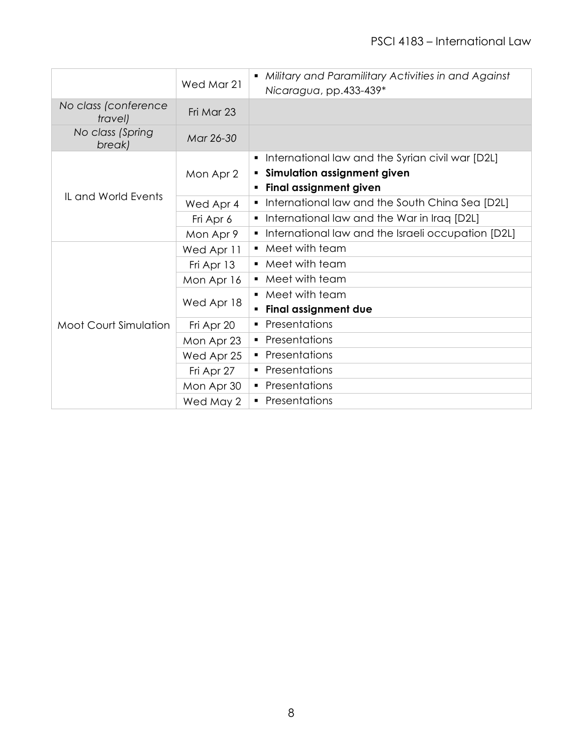| | | |
|---|---|---|
| | Wed Mar 21 | ▪ *Military and Paramilitary Activities in and Against Nicaragua*, pp.433-439* |
| *No class (conference travel)* | Fri Mar 23 | |
| *No class (Spring break)* | *Mar 26-30* | |
| IL and World Events | Mon Apr 2 | ▪ International law and the Syrian civil war [D2L]<br>▪ **Simulation assignment given**<br>▪ **Final assignment given** |
| | Wed Apr 4 | ▪ International law and the South China Sea [D2L] |
| | Fri Apr 6 | ▪ International law and the War in Iraq [D2L] |
| | Mon Apr 9 | ▪ International law and the Israeli occupation [D2L] |
| Moot Court Simulation | Wed Apr 11 | ▪ Meet with team |
| | Fri Apr 13 | ▪ Meet with team |
| | Mon Apr 16 | ▪ Meet with team |
| | Wed Apr 18 | ▪ Meet with team<br>▪ **Final assignment due** |
| | Fri Apr 20 | ▪ Presentations |
| | Mon Apr 23 | ▪ Presentations |
| | Wed Apr 25 | ▪ Presentations |
| | Fri Apr 27 | ▪ Presentations |
| | Mon Apr 30 | ▪ Presentations |
| | Wed May 2 | ▪ Presentations |